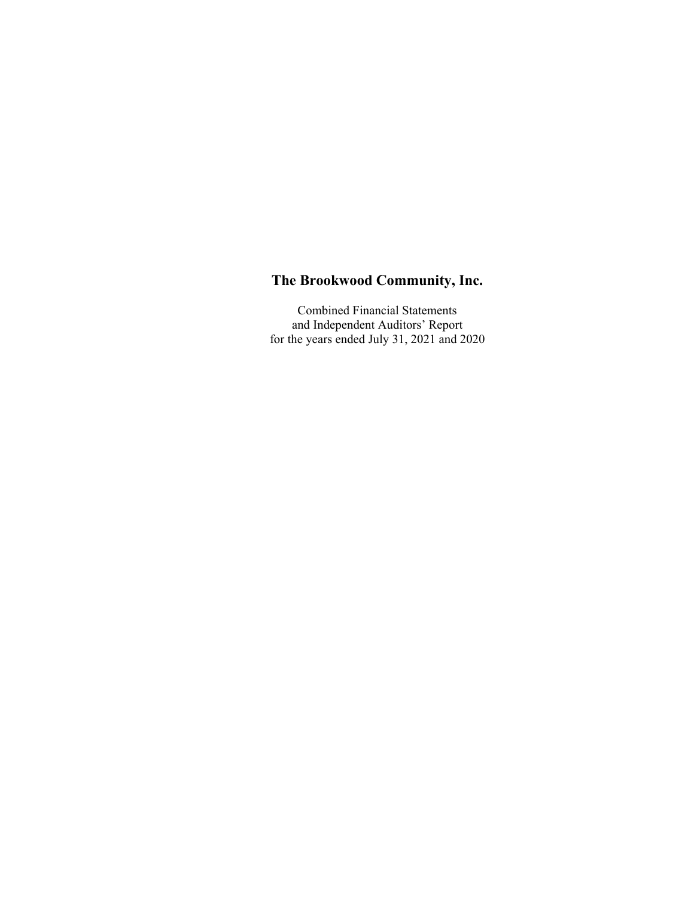# The Brookwood Community, Inc.

Combined Financial Statements
and Independent Auditors' Report
for the years ended July 31, 2021 and 2020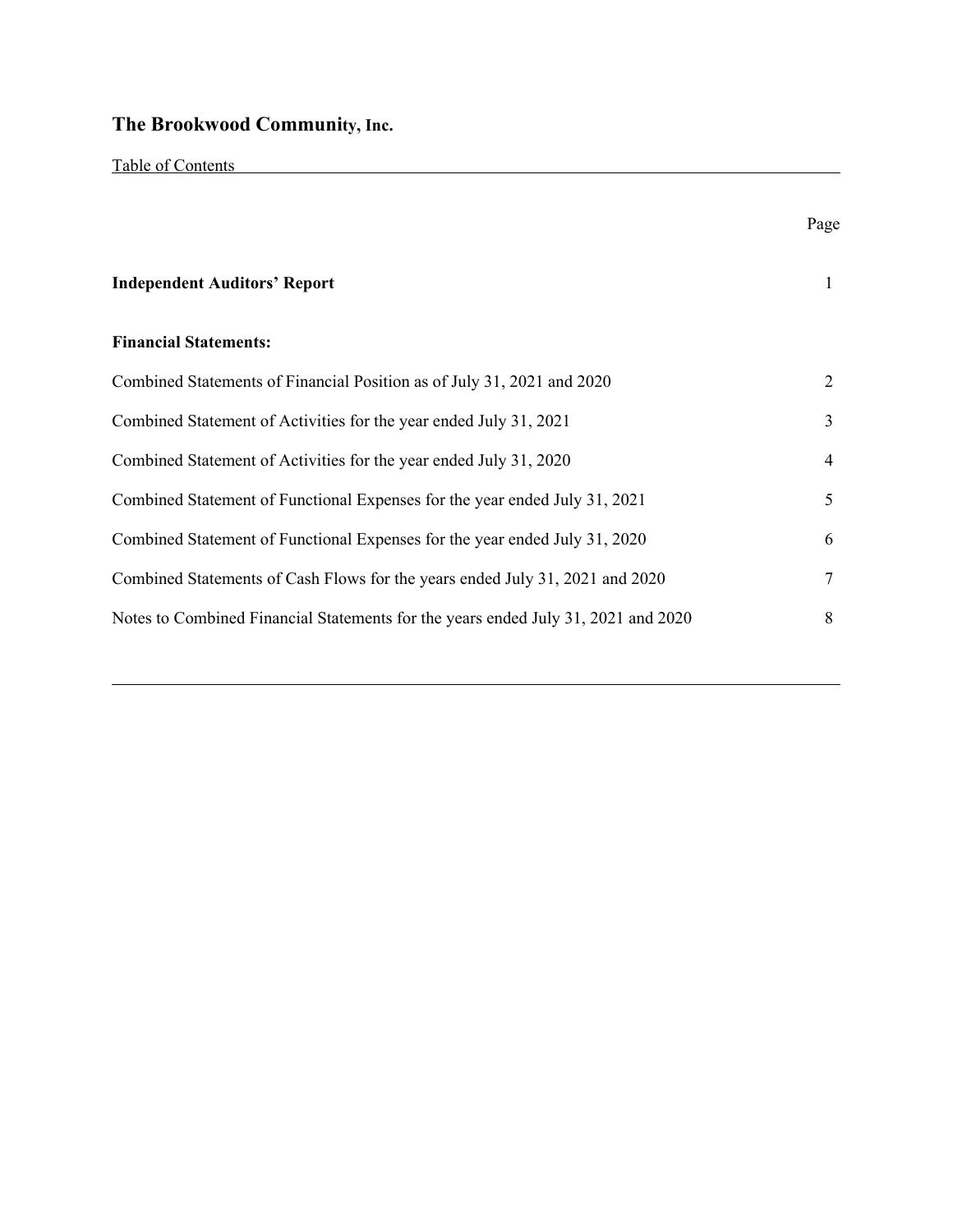# The Brookwood Community, Inc.

Table of Contents

| | Page |
|---|---|
| **Independent Auditors' Report** | 1 |
| **Financial Statements:** | |
| Combined Statements of Financial Position as of July 31, 2021 and 2020 | 2 |
| Combined Statement of Activities for the year ended July 31, 2021 | 3 |
| Combined Statement of Activities for the year ended July 31, 2020 | 4 |
| Combined Statement of Functional Expenses for the year ended July 31, 2021 | 5 |
| Combined Statement of Functional Expenses for the year ended July 31, 2020 | 6 |
| Combined Statements of Cash Flows for the years ended July 31, 2021 and 2020 | 7 |
| Notes to Combined Financial Statements for the years ended July 31, 2021 and 2020 | 8 |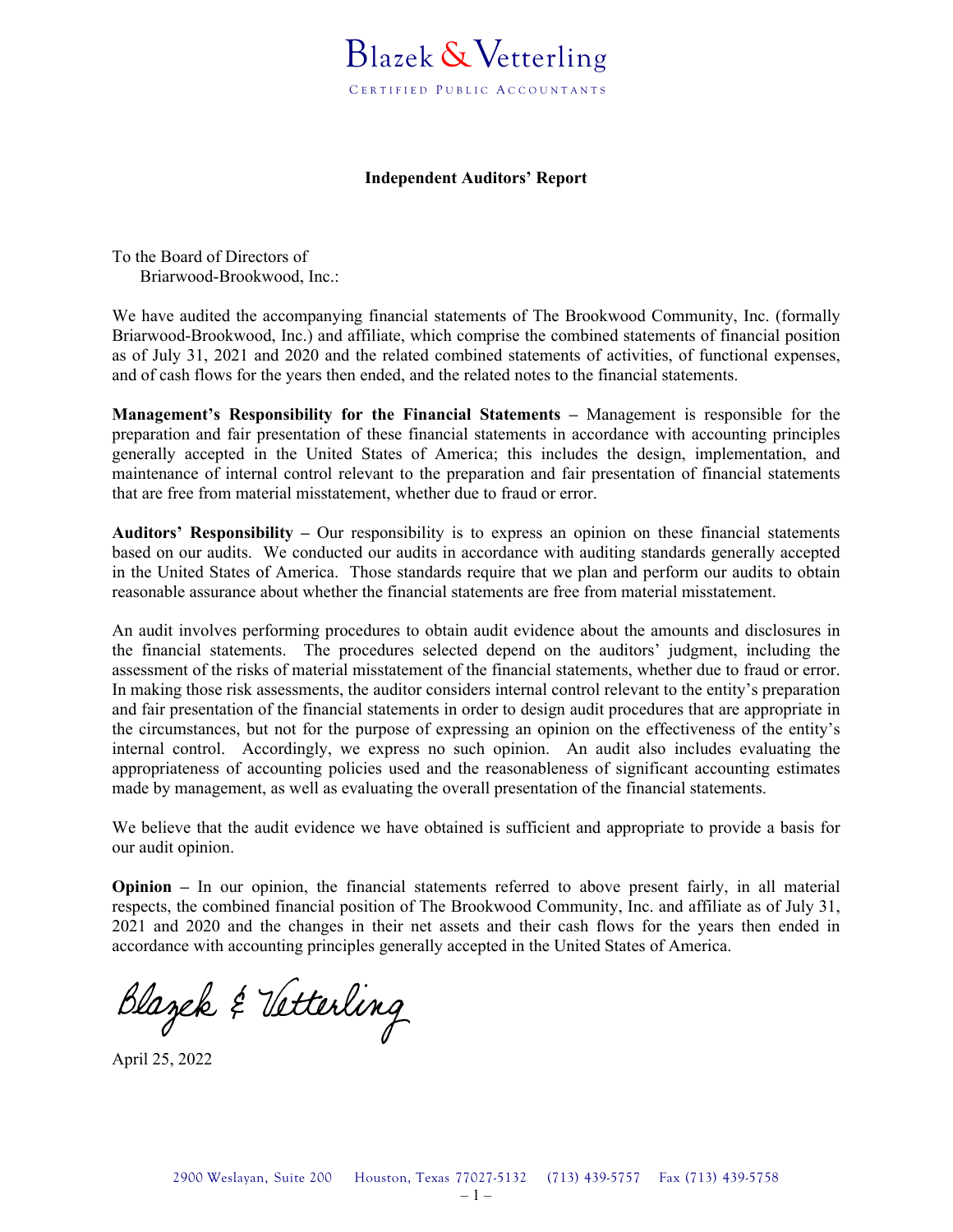Blazek & Vetterling

CERTIFIED PUBLIC ACCOUNTANTS

## Independent Auditors' Report

To the Board of Directors of
Briarwood-Brookwood, Inc.:

We have audited the accompanying financial statements of The Brookwood Community, Inc. (formally Briarwood-Brookwood, Inc.) and affiliate, which comprise the combined statements of financial position as of July 31, 2021 and 2020 and the related combined statements of activities, of functional expenses, and of cash flows for the years then ended, and the related notes to the financial statements.

**Management's Responsibility for the Financial Statements –** Management is responsible for the preparation and fair presentation of these financial statements in accordance with accounting principles generally accepted in the United States of America; this includes the design, implementation, and maintenance of internal control relevant to the preparation and fair presentation of financial statements that are free from material misstatement, whether due to fraud or error.

**Auditors' Responsibility –** Our responsibility is to express an opinion on these financial statements based on our audits. We conducted our audits in accordance with auditing standards generally accepted in the United States of America. Those standards require that we plan and perform our audits to obtain reasonable assurance about whether the financial statements are free from material misstatement.

An audit involves performing procedures to obtain audit evidence about the amounts and disclosures in the financial statements. The procedures selected depend on the auditors' judgment, including the assessment of the risks of material misstatement of the financial statements, whether due to fraud or error. In making those risk assessments, the auditor considers internal control relevant to the entity's preparation and fair presentation of the financial statements in order to design audit procedures that are appropriate in the circumstances, but not for the purpose of expressing an opinion on the effectiveness of the entity's internal control. Accordingly, we express no such opinion. An audit also includes evaluating the appropriateness of accounting policies used and the reasonableness of significant accounting estimates made by management, as well as evaluating the overall presentation of the financial statements.

We believe that the audit evidence we have obtained is sufficient and appropriate to provide a basis for our audit opinion.

**Opinion –** In our opinion, the financial statements referred to above present fairly, in all material respects, the combined financial position of The Brookwood Community, Inc. and affiliate as of July 31, 2021 and 2020 and the changes in their net assets and their cash flows for the years then ended in accordance with accounting principles generally accepted in the United States of America.

Blazek & Vetterling

April 25, 2022

2900 Weslayan, Suite 200 Houston, Texas 77027-5132 (713) 439-5757 Fax (713) 439-5758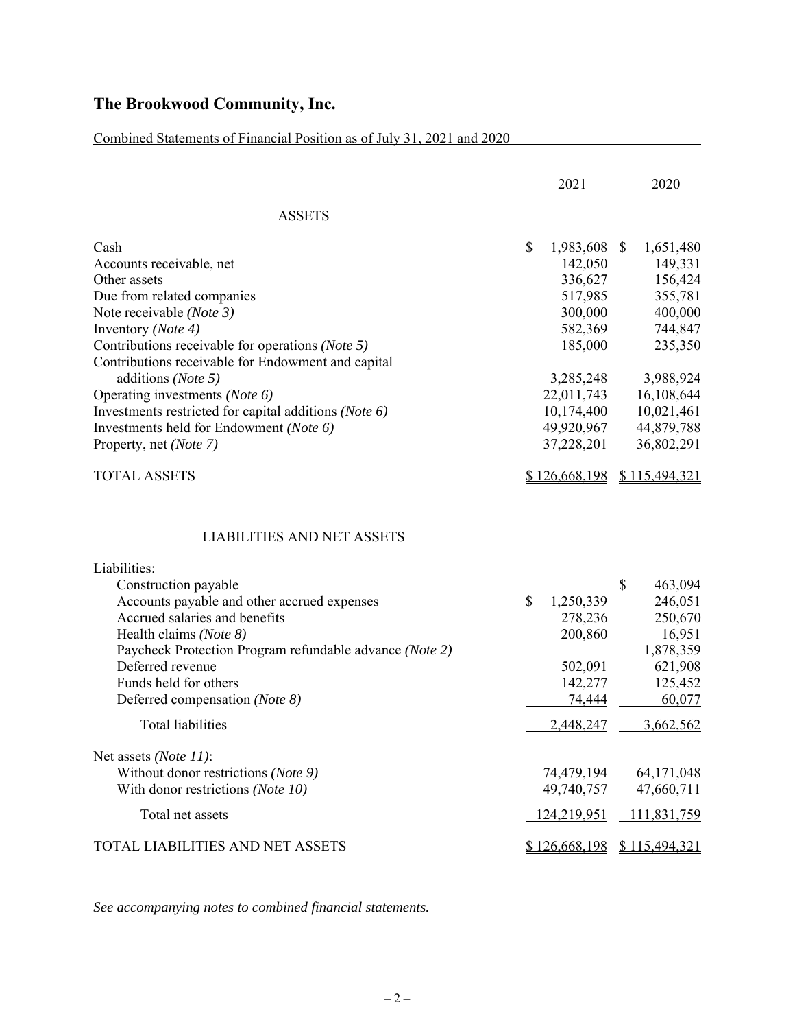# The Brookwood Community, Inc.

Combined Statements of Financial Position as of July 31, 2021 and 2020

| | 2021 | 2020 |
|---|---|---|
| **ASSETS** | | |
| Cash | $ 1,983,608 | $ 1,651,480 |
| Accounts receivable, net | 142,050 | 149,331 |
| Other assets | 336,627 | 156,424 |
| Due from related companies | 517,985 | 355,781 |
| Note receivable *(Note 3)* | 300,000 | 400,000 |
| Inventory *(Note 4)* | 582,369 | 744,847 |
| Contributions receivable for operations *(Note 5)* | 185,000 | 235,350 |
| Contributions receivable for Endowment and capital additions *(Note 5)* | 3,285,248 | 3,988,924 |
| Operating investments *(Note 6)* | 22,011,743 | 16,108,644 |
| Investments restricted for capital additions *(Note 6)* | 10,174,400 | 10,021,461 |
| Investments held for Endowment *(Note 6)* | 49,920,967 | 44,879,788 |
| Property, net *(Note 7)* | 37,228,201 | 36,802,291 |
| TOTAL ASSETS | $ 126,668,198 | $ 115,494,321 |
| **LIABILITIES AND NET ASSETS** | | |
| Liabilities: | | |
| Construction payable | | $ 463,094 |
| Accounts payable and other accrued expenses | $ 1,250,339 | 246,051 |
| Accrued salaries and benefits | 278,236 | 250,670 |
| Health claims *(Note 8)* | 200,860 | 16,951 |
| Paycheck Protection Program refundable advance *(Note 2)* | | 1,878,359 |
| Deferred revenue | 502,091 | 621,908 |
| Funds held for others | 142,277 | 125,452 |
| Deferred compensation *(Note 8)* | 74,444 | 60,077 |
| Total liabilities | 2,448,247 | 3,662,562 |
| Net assets *(Note 11)*: | | |
| Without donor restrictions *(Note 9)* | 74,479,194 | 64,171,048 |
| With donor restrictions *(Note 10)* | 49,740,757 | 47,660,711 |
| Total net assets | 124,219,951 | 111,831,759 |
| TOTAL LIABILITIES AND NET ASSETS | $ 126,668,198 | $ 115,494,321 |

*See accompanying notes to combined financial statements.*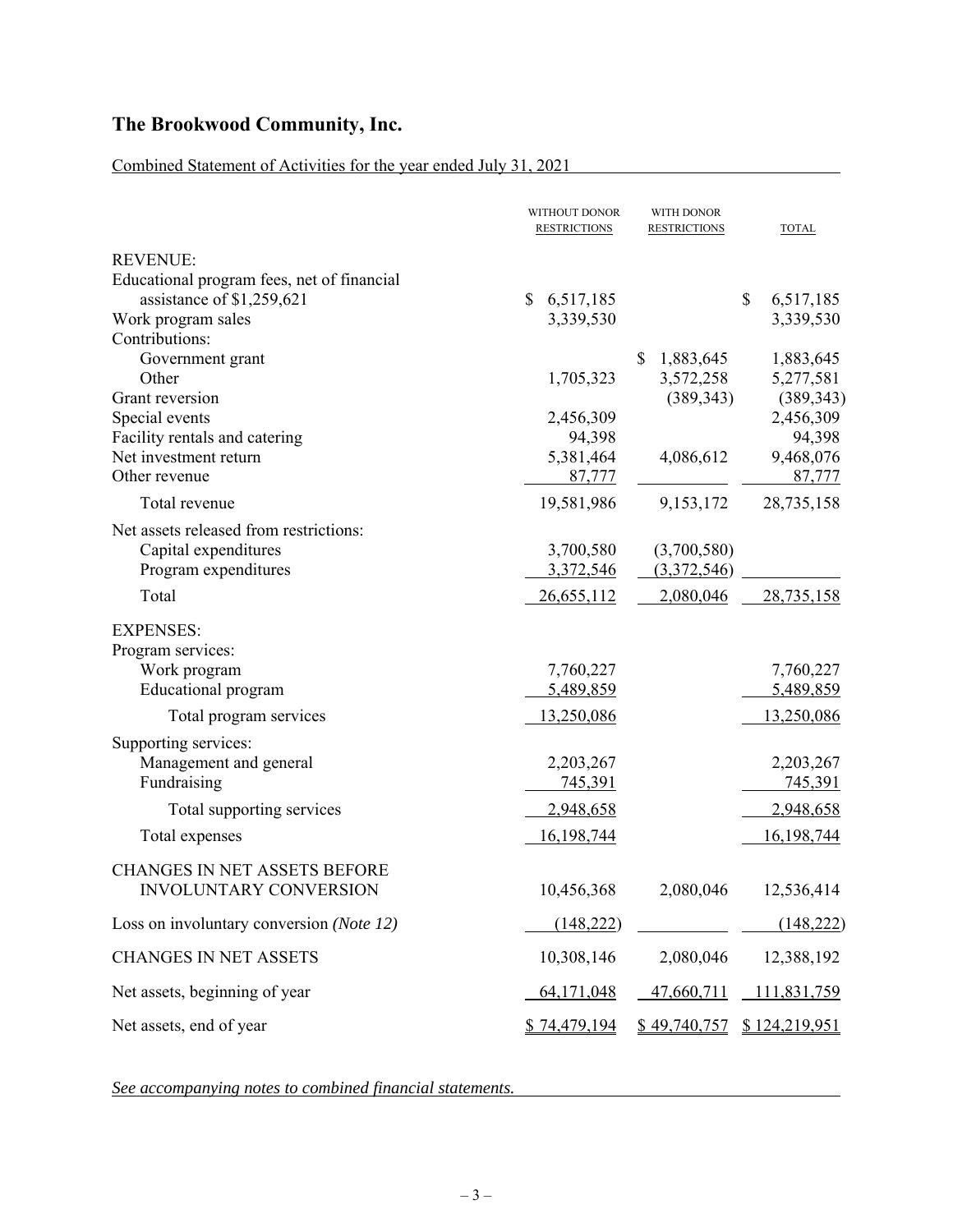# The Brookwood Community, Inc.

Combined Statement of Activities for the year ended July 31, 2021

| | WITHOUT DONOR RESTRICTIONS | WITH DONOR RESTRICTIONS | TOTAL |
|---|---|---|---|
| REVENUE: | | | |
| Educational program fees, net of financial assistance of $1,259,621 | $ 6,517,185 | | $ 6,517,185 |
| Work program sales | 3,339,530 | | 3,339,530 |
| Contributions: | | | |
| Government grant | | $ 1,883,645 | 1,883,645 |
| Other | 1,705,323 | 3,572,258 | 5,277,581 |
| Grant reversion | | (389,343) | (389,343) |
| Special events | 2,456,309 | | 2,456,309 |
| Facility rentals and catering | 94,398 | | 94,398 |
| Net investment return | 5,381,464 | 4,086,612 | 9,468,076 |
| Other revenue | 87,777 | | 87,777 |
| Total revenue | 19,581,986 | 9,153,172 | 28,735,158 |
| Net assets released from restrictions: | | | |
| Capital expenditures | 3,700,580 | (3,700,580) | |
| Program expenditures | 3,372,546 | (3,372,546) | |
| Total | 26,655,112 | 2,080,046 | 28,735,158 |
| EXPENSES: | | | |
| Program services: | | | |
| Work program | 7,760,227 | | 7,760,227 |
| Educational program | 5,489,859 | | 5,489,859 |
| Total program services | 13,250,086 | | 13,250,086 |
| Supporting services: | | | |
| Management and general | 2,203,267 | | 2,203,267 |
| Fundraising | 745,391 | | 745,391 |
| Total supporting services | 2,948,658 | | 2,948,658 |
| Total expenses | 16,198,744 | | 16,198,744 |
| CHANGES IN NET ASSETS BEFORE INVOLUNTARY CONVERSION | 10,456,368 | 2,080,046 | 12,536,414 |
| Loss on involuntary conversion *(Note 12)* | (148,222) | | (148,222) |
| CHANGES IN NET ASSETS | 10,308,146 | 2,080,046 | 12,388,192 |
| Net assets, beginning of year | 64,171,048 | 47,660,711 | 111,831,759 |
| Net assets, end of year | $ 74,479,194 | $ 49,740,757 | $ 124,219,951 |

*See accompanying notes to combined financial statements.*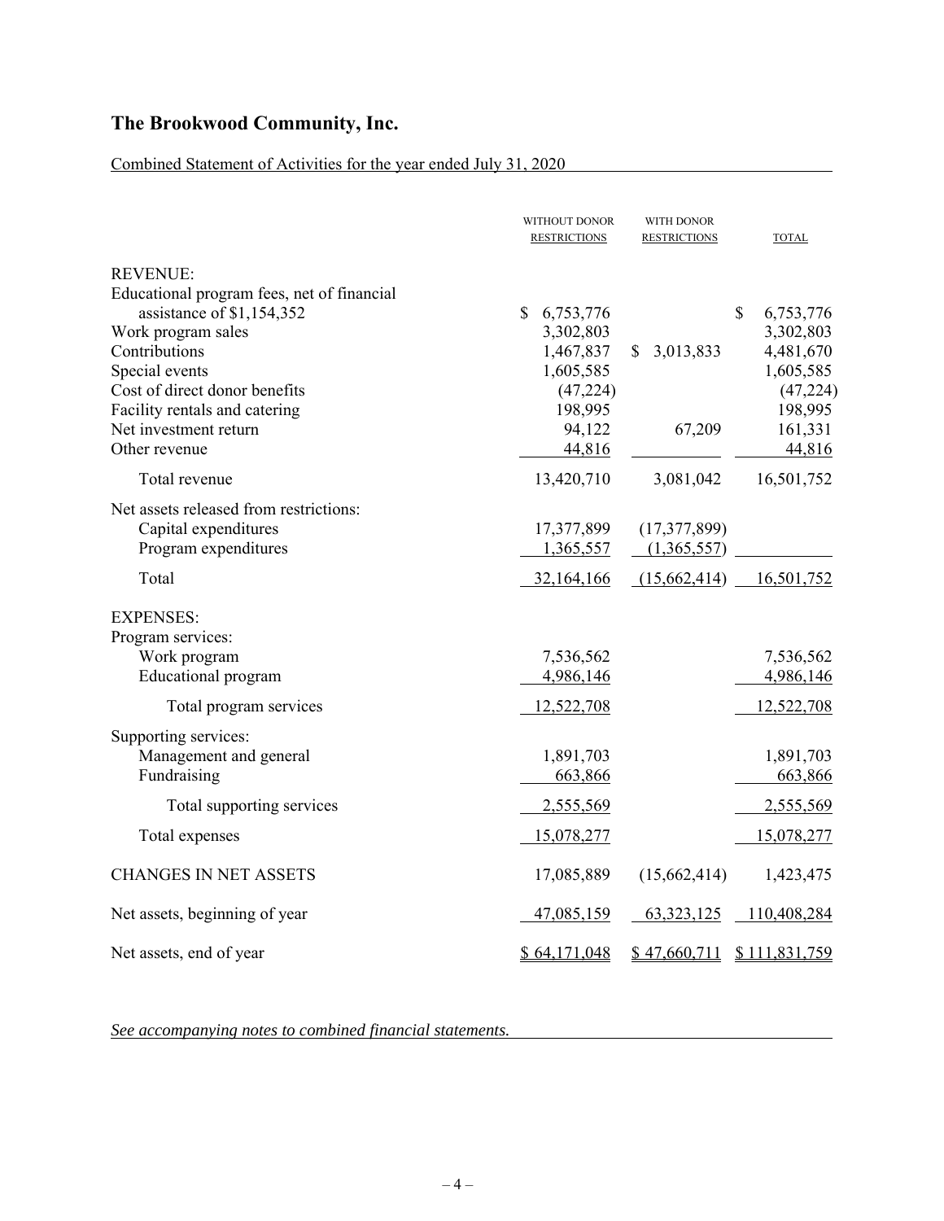# The Brookwood Community, Inc.

Combined Statement of Activities for the year ended July 31, 2020

| | WITHOUT DONOR RESTRICTIONS | WITH DONOR RESTRICTIONS | TOTAL |
|---|---|---|---|
| REVENUE: | | | |
| Educational program fees, net of financial assistance of $1,154,352 | $ 6,753,776 | | $ 6,753,776 |
| Work program sales | 3,302,803 | | 3,302,803 |
| Contributions | 1,467,837 | $ 3,013,833 | 4,481,670 |
| Special events | 1,605,585 | | 1,605,585 |
| Cost of direct donor benefits | (47,224) | | (47,224) |
| Facility rentals and catering | 198,995 | | 198,995 |
| Net investment return | 94,122 | 67,209 | 161,331 |
| Other revenue | 44,816 | | 44,816 |
| Total revenue | 13,420,710 | 3,081,042 | 16,501,752 |
| Net assets released from restrictions: | | | |
| Capital expenditures | 17,377,899 | (17,377,899) | |
| Program expenditures | 1,365,557 | (1,365,557) | |
| Total | 32,164,166 | (15,662,414) | 16,501,752 |
| EXPENSES: | | | |
| Program services: | | | |
| Work program | 7,536,562 | | 7,536,562 |
| Educational program | 4,986,146 | | 4,986,146 |
| Total program services | 12,522,708 | | 12,522,708 |
| Supporting services: | | | |
| Management and general | 1,891,703 | | 1,891,703 |
| Fundraising | 663,866 | | 663,866 |
| Total supporting services | 2,555,569 | | 2,555,569 |
| Total expenses | 15,078,277 | | 15,078,277 |
| CHANGES IN NET ASSETS | 17,085,889 | (15,662,414) | 1,423,475 |
| Net assets, beginning of year | 47,085,159 | 63,323,125 | 110,408,284 |
| Net assets, end of year | $ 64,171,048 | $ 47,660,711 | $ 111,831,759 |

*See accompanying notes to combined financial statements.*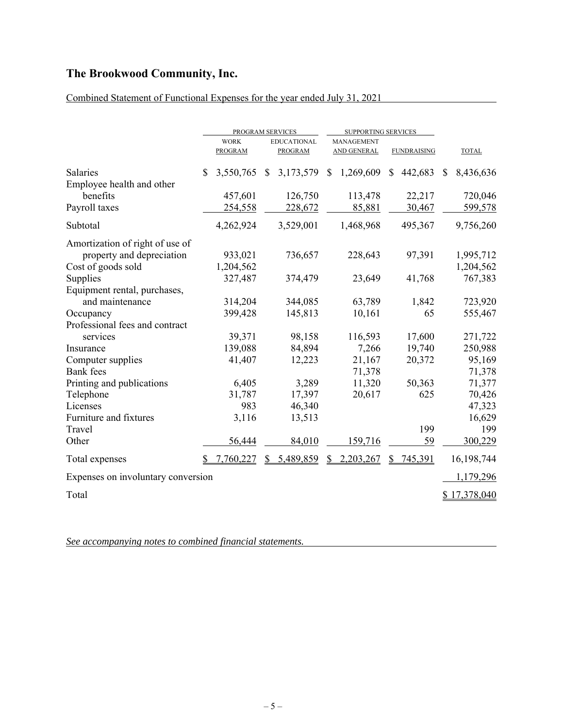# The Brookwood Community, Inc.

Combined Statement of Functional Expenses for the year ended July 31, 2021

| | PROGRAM SERVICES | | SUPPORTING SERVICES | | |
|---|---|---|---|---|---|
| | WORK PROGRAM | EDUCATIONAL PROGRAM | MANAGEMENT AND GENERAL | FUNDRAISING | TOTAL |
| Salaries | $ 3,550,765 | $ 3,173,579 | $ 1,269,609 | $ 442,683 | $ 8,436,636 |
| Employee health and other benefits | 457,601 | 126,750 | 113,478 | 22,217 | 720,046 |
| Payroll taxes | 254,558 | 228,672 | 85,881 | 30,467 | 599,578 |
| Subtotal | 4,262,924 | 3,529,001 | 1,468,968 | 495,367 | 9,756,260 |
| Amortization of right of use of property and depreciation | 933,021 | 736,657 | 228,643 | 97,391 | 1,995,712 |
| Cost of goods sold | 1,204,562 | | | | 1,204,562 |
| Supplies | 327,487 | 374,479 | 23,649 | 41,768 | 767,383 |
| Equipment rental, purchases, and maintenance | 314,204 | 344,085 | 63,789 | 1,842 | 723,920 |
| Occupancy | 399,428 | 145,813 | 10,161 | 65 | 555,467 |
| Professional fees and contract services | 39,371 | 98,158 | 116,593 | 17,600 | 271,722 |
| Insurance | 139,088 | 84,894 | 7,266 | 19,740 | 250,988 |
| Computer supplies | 41,407 | 12,223 | 21,167 | 20,372 | 95,169 |
| Bank fees | | | 71,378 | | 71,378 |
| Printing and publications | 6,405 | 3,289 | 11,320 | 50,363 | 71,377 |
| Telephone | 31,787 | 17,397 | 20,617 | 625 | 70,426 |
| Licenses | 983 | 46,340 | | | 47,323 |
| Furniture and fixtures | 3,116 | 13,513 | | | 16,629 |
| Travel | | | | 199 | 199 |
| Other | 56,444 | 84,010 | 159,716 | 59 | 300,229 |
| Total expenses | $ 7,760,227 | $ 5,489,859 | $ 2,203,267 | $ 745,391 | 16,198,744 |
| Expenses on involuntary conversion | | | | | 1,179,296 |
| Total | | | | | $ 17,378,040 |

*See accompanying notes to combined financial statements.*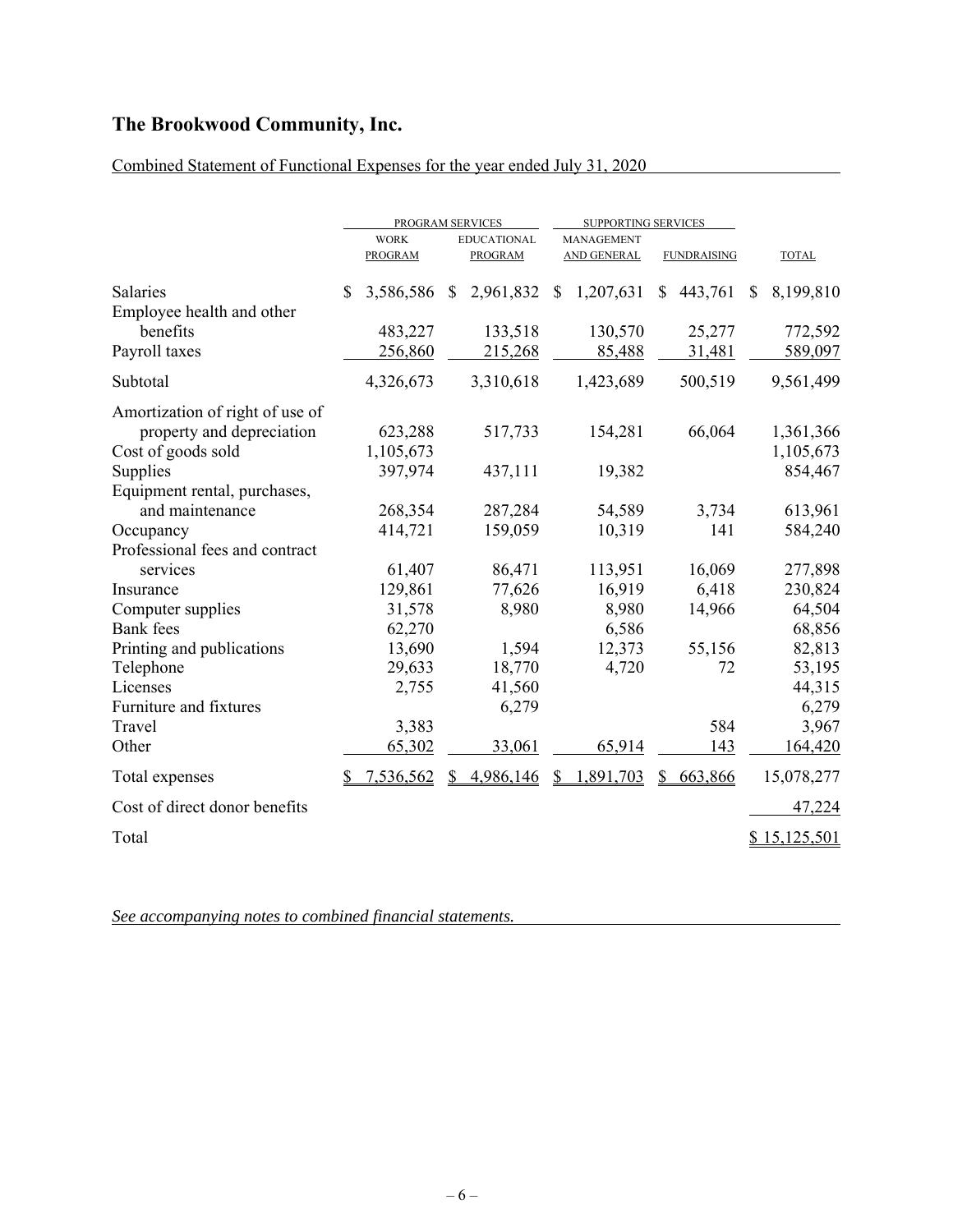# The Brookwood Community, Inc.

Combined Statement of Functional Expenses for the year ended July 31, 2020

| | PROGRAM SERVICES | | SUPPORTING SERVICES | | |
|---|---|---|---|---|---|
| | WORK PROGRAM | EDUCATIONAL PROGRAM | MANAGEMENT AND GENERAL | FUNDRAISING | TOTAL |
| Salaries | $ 3,586,586 | $ 2,961,832 | $ 1,207,631 | $ 443,761 | $ 8,199,810 |
| Employee health and other benefits | 483,227 | 133,518 | 130,570 | 25,277 | 772,592 |
| Payroll taxes | 256,860 | 215,268 | 85,488 | 31,481 | 589,097 |
| Subtotal | 4,326,673 | 3,310,618 | 1,423,689 | 500,519 | 9,561,499 |
| Amortization of right of use of property and depreciation | 623,288 | 517,733 | 154,281 | 66,064 | 1,361,366 |
| Cost of goods sold | 1,105,673 | | | | 1,105,673 |
| Supplies | 397,974 | 437,111 | 19,382 | | 854,467 |
| Equipment rental, purchases, and maintenance | 268,354 | 287,284 | 54,589 | 3,734 | 613,961 |
| Occupancy | 414,721 | 159,059 | 10,319 | 141 | 584,240 |
| Professional fees and contract services | 61,407 | 86,471 | 113,951 | 16,069 | 277,898 |
| Insurance | 129,861 | 77,626 | 16,919 | 6,418 | 230,824 |
| Computer supplies | 31,578 | 8,980 | 8,980 | 14,966 | 64,504 |
| Bank fees | 62,270 | | 6,586 | | 68,856 |
| Printing and publications | 13,690 | 1,594 | 12,373 | 55,156 | 82,813 |
| Telephone | 29,633 | 18,770 | 4,720 | 72 | 53,195 |
| Licenses | 2,755 | 41,560 | | | 44,315 |
| Furniture and fixtures | | 6,279 | | | 6,279 |
| Travel | 3,383 | | | 584 | 3,967 |
| Other | 65,302 | 33,061 | 65,914 | 143 | 164,420 |
| Total expenses | $ 7,536,562 | $ 4,986,146 | $ 1,891,703 | $ 663,866 | 15,078,277 |
| Cost of direct donor benefits | | | | | 47,224 |
| Total | | | | | $ 15,125,501 |

*See accompanying notes to combined financial statements.*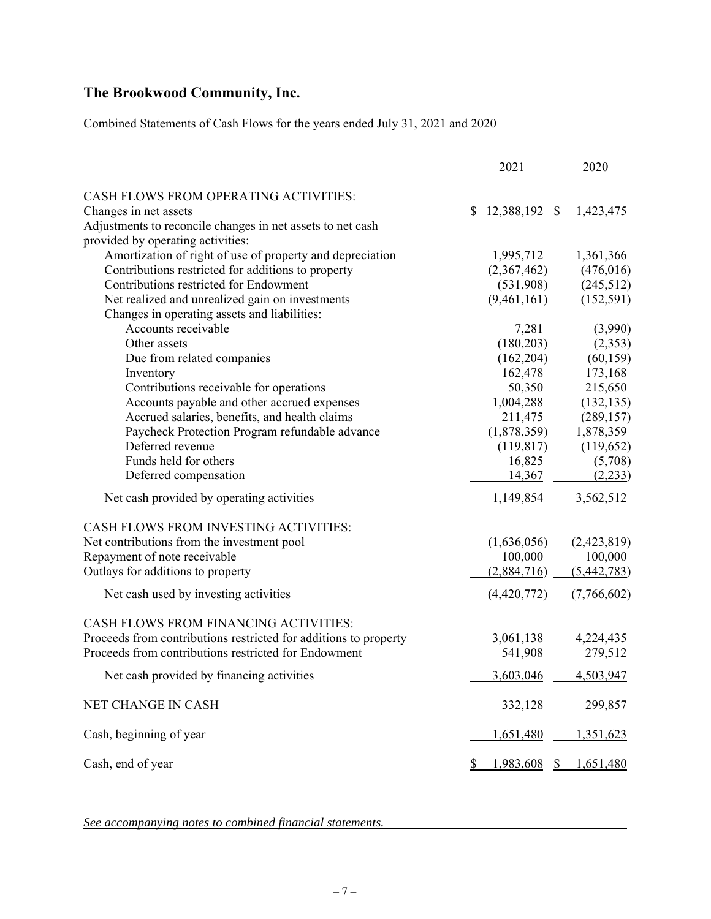# The Brookwood Community, Inc.

Combined Statements of Cash Flows for the years ended July 31, 2021 and 2020

| | 2021 | 2020 |
|---|---|---|
| CASH FLOWS FROM OPERATING ACTIVITIES: | | |
| Changes in net assets | $ 12,388,192 | $ 1,423,475 |
| Adjustments to reconcile changes in net assets to net cash provided by operating activities: | | |
| Amortization of right of use of property and depreciation | 1,995,712 | 1,361,366 |
| Contributions restricted for additions to property | (2,367,462) | (476,016) |
| Contributions restricted for Endowment | (531,908) | (245,512) |
| Net realized and unrealized gain on investments | (9,461,161) | (152,591) |
| Changes in operating assets and liabilities: | | |
| Accounts receivable | 7,281 | (3,990) |
| Other assets | (180,203) | (2,353) |
| Due from related companies | (162,204) | (60,159) |
| Inventory | 162,478 | 173,168 |
| Contributions receivable for operations | 50,350 | 215,650 |
| Accounts payable and other accrued expenses | 1,004,288 | (132,135) |
| Accrued salaries, benefits, and health claims | 211,475 | (289,157) |
| Paycheck Protection Program refundable advance | (1,878,359) | 1,878,359 |
| Deferred revenue | (119,817) | (119,652) |
| Funds held for others | 16,825 | (5,708) |
| Deferred compensation | 14,367 | (2,233) |
| Net cash provided by operating activities | 1,149,854 | 3,562,512 |
| CASH FLOWS FROM INVESTING ACTIVITIES: | | |
| Net contributions from the investment pool | (1,636,056) | (2,423,819) |
| Repayment of note receivable | 100,000 | 100,000 |
| Outlays for additions to property | (2,884,716) | (5,442,783) |
| Net cash used by investing activities | (4,420,772) | (7,766,602) |
| CASH FLOWS FROM FINANCING ACTIVITIES: | | |
| Proceeds from contributions restricted for additions to property | 3,061,138 | 4,224,435 |
| Proceeds from contributions restricted for Endowment | 541,908 | 279,512 |
| Net cash provided by financing activities | 3,603,046 | 4,503,947 |
| NET CHANGE IN CASH | 332,128 | 299,857 |
| Cash, beginning of year | 1,651,480 | 1,351,623 |
| Cash, end of year | $ 1,983,608 | $ 1,651,480 |

*See accompanying notes to combined financial statements.*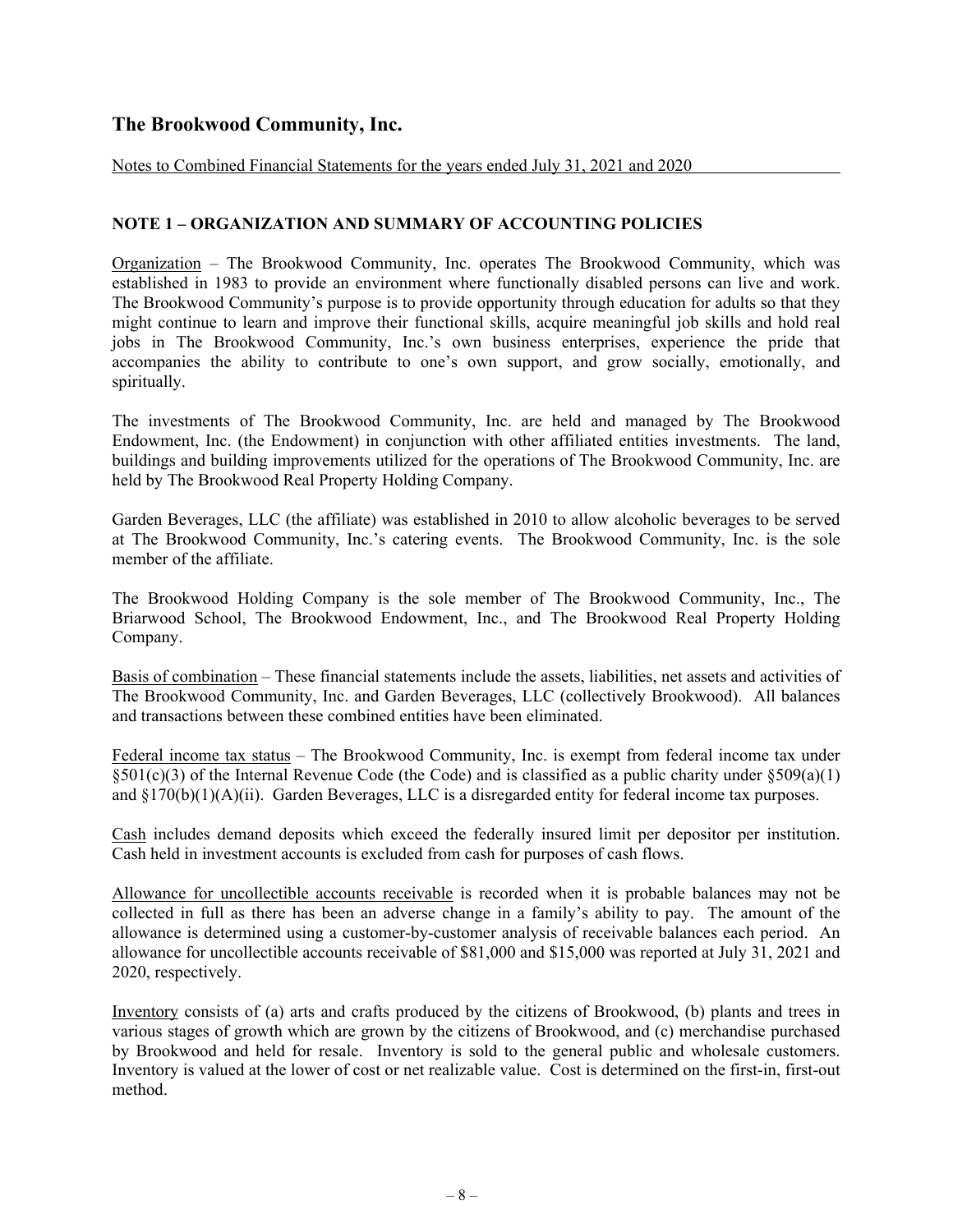# The Brookwood Community, Inc.

Notes to Combined Financial Statements for the years ended July 31, 2021 and 2020

## NOTE 1 – ORGANIZATION AND SUMMARY OF ACCOUNTING POLICIES

Organization – The Brookwood Community, Inc. operates The Brookwood Community, which was established in 1983 to provide an environment where functionally disabled persons can live and work. The Brookwood Community's purpose is to provide opportunity through education for adults so that they might continue to learn and improve their functional skills, acquire meaningful job skills and hold real jobs in The Brookwood Community, Inc.'s own business enterprises, experience the pride that accompanies the ability to contribute to one's own support, and grow socially, emotionally, and spiritually.

The investments of The Brookwood Community, Inc. are held and managed by The Brookwood Endowment, Inc. (the Endowment) in conjunction with other affiliated entities investments. The land, buildings and building improvements utilized for the operations of The Brookwood Community, Inc. are held by The Brookwood Real Property Holding Company.

Garden Beverages, LLC (the affiliate) was established in 2010 to allow alcoholic beverages to be served at The Brookwood Community, Inc.'s catering events. The Brookwood Community, Inc. is the sole member of the affiliate.

The Brookwood Holding Company is the sole member of The Brookwood Community, Inc., The Briarwood School, The Brookwood Endowment, Inc., and The Brookwood Real Property Holding Company.

Basis of combination – These financial statements include the assets, liabilities, net assets and activities of The Brookwood Community, Inc. and Garden Beverages, LLC (collectively Brookwood). All balances and transactions between these combined entities have been eliminated.

Federal income tax status – The Brookwood Community, Inc. is exempt from federal income tax under §501(c)(3) of the Internal Revenue Code (the Code) and is classified as a public charity under §509(a)(1) and §170(b)(1)(A)(ii). Garden Beverages, LLC is a disregarded entity for federal income tax purposes.

Cash includes demand deposits which exceed the federally insured limit per depositor per institution. Cash held in investment accounts is excluded from cash for purposes of cash flows.

Allowance for uncollectible accounts receivable is recorded when it is probable balances may not be collected in full as there has been an adverse change in a family's ability to pay. The amount of the allowance is determined using a customer-by-customer analysis of receivable balances each period. An allowance for uncollectible accounts receivable of $81,000 and $15,000 was reported at July 31, 2021 and 2020, respectively.

Inventory consists of (a) arts and crafts produced by the citizens of Brookwood, (b) plants and trees in various stages of growth which are grown by the citizens of Brookwood, and (c) merchandise purchased by Brookwood and held for resale. Inventory is sold to the general public and wholesale customers. Inventory is valued at the lower of cost or net realizable value. Cost is determined on the first-in, first-out method.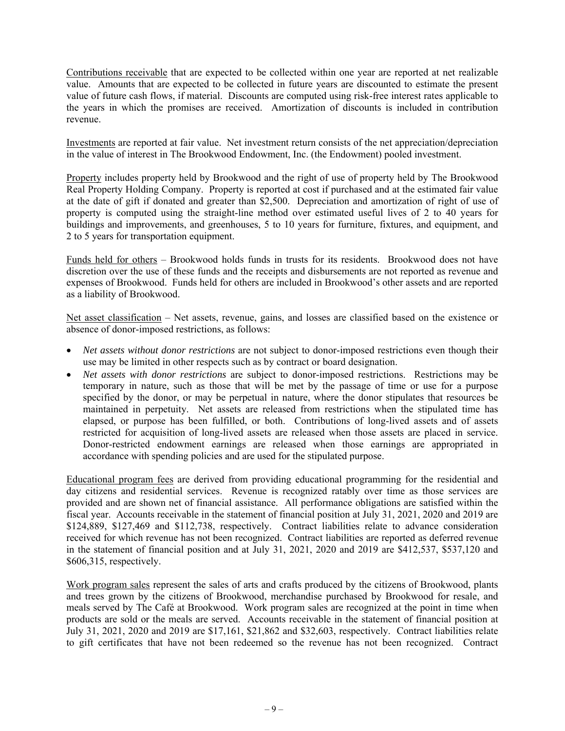<u>Contributions receivable</u> that are expected to be collected within one year are reported at net realizable value. Amounts that are expected to be collected in future years are discounted to estimate the present value of future cash flows, if material. Discounts are computed using risk-free interest rates applicable to the years in which the promises are received. Amortization of discounts is included in contribution revenue.

<u>Investments</u> are reported at fair value. Net investment return consists of the net appreciation/depreciation in the value of interest in The Brookwood Endowment, Inc. (the Endowment) pooled investment.

<u>Property</u> includes property held by Brookwood and the right of use of property held by The Brookwood Real Property Holding Company. Property is reported at cost if purchased and at the estimated fair value at the date of gift if donated and greater than $2,500. Depreciation and amortization of right of use of property is computed using the straight-line method over estimated useful lives of 2 to 40 years for buildings and improvements, and greenhouses, 5 to 10 years for furniture, fixtures, and equipment, and 2 to 5 years for transportation equipment.

<u>Funds held for others</u> – Brookwood holds funds in trusts for its residents. Brookwood does not have discretion over the use of these funds and the receipts and disbursements are not reported as revenue and expenses of Brookwood. Funds held for others are included in Brookwood's other assets and are reported as a liability of Brookwood.

<u>Net asset classification</u> – Net assets, revenue, gains, and losses are classified based on the existence or absence of donor-imposed restrictions, as follows:

- *Net assets without donor restrictions* are not subject to donor-imposed restrictions even though their use may be limited in other respects such as by contract or board designation.
- *Net assets with donor restrictions* are subject to donor-imposed restrictions. Restrictions may be temporary in nature, such as those that will be met by the passage of time or use for a purpose specified by the donor, or may be perpetual in nature, where the donor stipulates that resources be maintained in perpetuity. Net assets are released from restrictions when the stipulated time has elapsed, or purpose has been fulfilled, or both. Contributions of long-lived assets and of assets restricted for acquisition of long-lived assets are released when those assets are placed in service. Donor-restricted endowment earnings are released when those earnings are appropriated in accordance with spending policies and are used for the stipulated purpose.

<u>Educational program fees</u> are derived from providing educational programming for the residential and day citizens and residential services. Revenue is recognized ratably over time as those services are provided and are shown net of financial assistance. All performance obligations are satisfied within the fiscal year. Accounts receivable in the statement of financial position at July 31, 2021, 2020 and 2019 are $124,889, $127,469 and $112,738, respectively. Contract liabilities relate to advance consideration received for which revenue has not been recognized. Contract liabilities are reported as deferred revenue in the statement of financial position and at July 31, 2021, 2020 and 2019 are $412,537, $537,120 and $606,315, respectively.

<u>Work program sales</u> represent the sales of arts and crafts produced by the citizens of Brookwood, plants and trees grown by the citizens of Brookwood, merchandise purchased by Brookwood for resale, and meals served by The Café at Brookwood. Work program sales are recognized at the point in time when products are sold or the meals are served. Accounts receivable in the statement of financial position at July 31, 2021, 2020 and 2019 are $17,161, $21,862 and $32,603, respectively. Contract liabilities relate to gift certificates that have not been redeemed so the revenue has not been recognized. Contract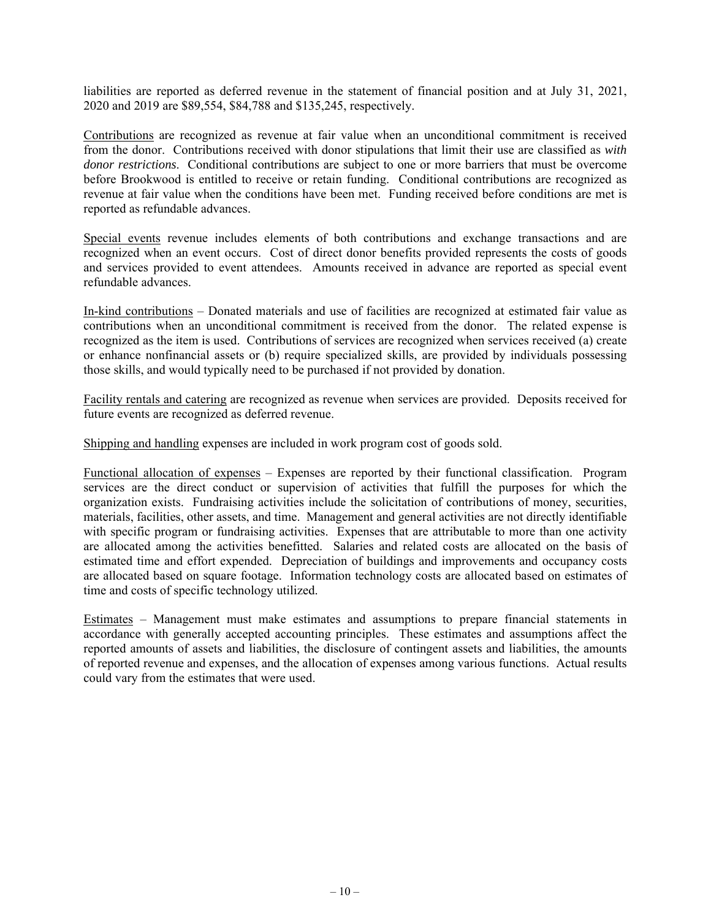liabilities are reported as deferred revenue in the statement of financial position and at July 31, 2021, 2020 and 2019 are $89,554, $84,788 and $135,245, respectively.

Contributions are recognized as revenue at fair value when an unconditional commitment is received from the donor. Contributions received with donor stipulations that limit their use are classified as *with donor restrictions*. Conditional contributions are subject to one or more barriers that must be overcome before Brookwood is entitled to receive or retain funding. Conditional contributions are recognized as revenue at fair value when the conditions have been met. Funding received before conditions are met is reported as refundable advances.

Special events revenue includes elements of both contributions and exchange transactions and are recognized when an event occurs. Cost of direct donor benefits provided represents the costs of goods and services provided to event attendees. Amounts received in advance are reported as special event refundable advances.

In-kind contributions – Donated materials and use of facilities are recognized at estimated fair value as contributions when an unconditional commitment is received from the donor. The related expense is recognized as the item is used. Contributions of services are recognized when services received (a) create or enhance nonfinancial assets or (b) require specialized skills, are provided by individuals possessing those skills, and would typically need to be purchased if not provided by donation.

Facility rentals and catering are recognized as revenue when services are provided. Deposits received for future events are recognized as deferred revenue.

Shipping and handling expenses are included in work program cost of goods sold.

Functional allocation of expenses – Expenses are reported by their functional classification. Program services are the direct conduct or supervision of activities that fulfill the purposes for which the organization exists. Fundraising activities include the solicitation of contributions of money, securities, materials, facilities, other assets, and time. Management and general activities are not directly identifiable with specific program or fundraising activities. Expenses that are attributable to more than one activity are allocated among the activities benefitted. Salaries and related costs are allocated on the basis of estimated time and effort expended. Depreciation of buildings and improvements and occupancy costs are allocated based on square footage. Information technology costs are allocated based on estimates of time and costs of specific technology utilized.

Estimates – Management must make estimates and assumptions to prepare financial statements in accordance with generally accepted accounting principles. These estimates and assumptions affect the reported amounts of assets and liabilities, the disclosure of contingent assets and liabilities, the amounts of reported revenue and expenses, and the allocation of expenses among various functions. Actual results could vary from the estimates that were used.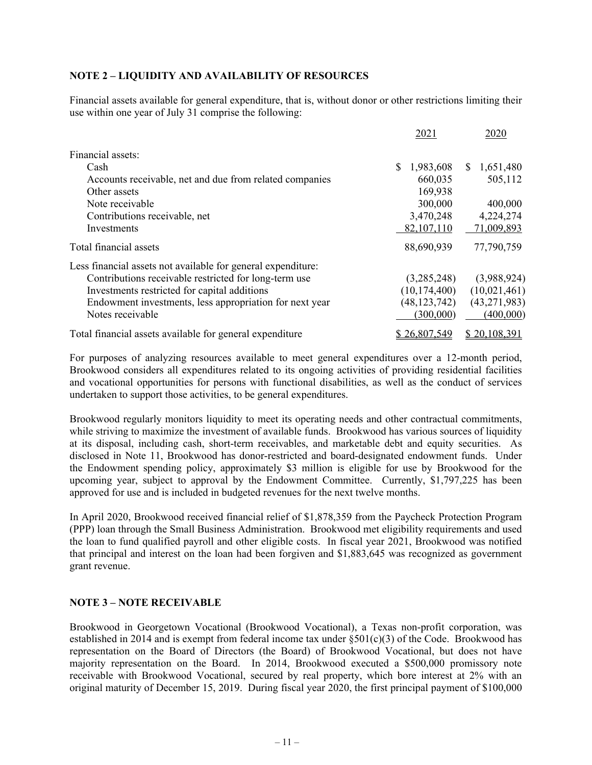## NOTE 2 – LIQUIDITY AND AVAILABILITY OF RESOURCES

Financial assets available for general expenditure, that is, without donor or other restrictions limiting their use within one year of July 31 comprise the following:

| | 2021 | 2020 |
|---|---|---|
| Financial assets: | | |
| Cash | $ 1,983,608 | $ 1,651,480 |
| Accounts receivable, net and due from related companies | 660,035 | 505,112 |
| Other assets | 169,938 | |
| Note receivable | 300,000 | 400,000 |
| Contributions receivable, net | 3,470,248 | 4,224,274 |
| Investments | 82,107,110 | 71,009,893 |
| Total financial assets | 88,690,939 | 77,790,759 |
| Less financial assets not available for general expenditure: | | |
| Contributions receivable restricted for long-term use | (3,285,248) | (3,988,924) |
| Investments restricted for capital additions | (10,174,400) | (10,021,461) |
| Endowment investments, less appropriation for next year | (48,123,742) | (43,271,983) |
| Notes receivable | (300,000) | (400,000) |
| Total financial assets available for general expenditure | $ 26,807,549 | $ 20,108,391 |

For purposes of analyzing resources available to meet general expenditures over a 12-month period, Brookwood considers all expenditures related to its ongoing activities of providing residential facilities and vocational opportunities for persons with functional disabilities, as well as the conduct of services undertaken to support those activities, to be general expenditures.

Brookwood regularly monitors liquidity to meet its operating needs and other contractual commitments, while striving to maximize the investment of available funds. Brookwood has various sources of liquidity at its disposal, including cash, short-term receivables, and marketable debt and equity securities. As disclosed in Note 11, Brookwood has donor-restricted and board-designated endowment funds. Under the Endowment spending policy, approximately $3 million is eligible for use by Brookwood for the upcoming year, subject to approval by the Endowment Committee. Currently, $1,797,225 has been approved for use and is included in budgeted revenues for the next twelve months.

In April 2020, Brookwood received financial relief of $1,878,359 from the Paycheck Protection Program (PPP) loan through the Small Business Administration. Brookwood met eligibility requirements and used the loan to fund qualified payroll and other eligible costs. In fiscal year 2021, Brookwood was notified that principal and interest on the loan had been forgiven and $1,883,645 was recognized as government grant revenue.

## NOTE 3 – NOTE RECEIVABLE

Brookwood in Georgetown Vocational (Brookwood Vocational), a Texas non-profit corporation, was established in 2014 and is exempt from federal income tax under §501(c)(3) of the Code. Brookwood has representation on the Board of Directors (the Board) of Brookwood Vocational, but does not have majority representation on the Board. In 2014, Brookwood executed a $500,000 promissory note receivable with Brookwood Vocational, secured by real property, which bore interest at 2% with an original maturity of December 15, 2019. During fiscal year 2020, the first principal payment of $100,000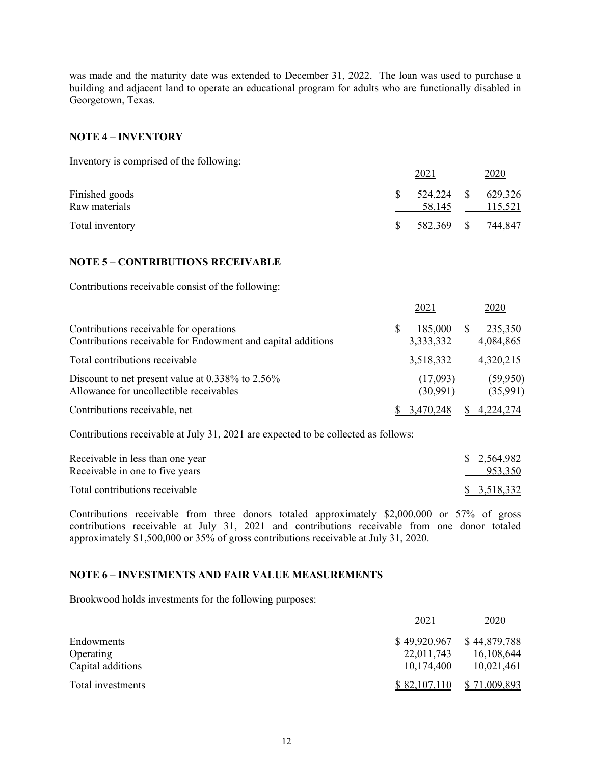was made and the maturity date was extended to December 31, 2022. The loan was used to purchase a building and adjacent land to operate an educational program for adults who are functionally disabled in Georgetown, Texas.

## NOTE 4 – INVENTORY

Inventory is comprised of the following:

| | 2021 | 2020 |
|---|---|---|
| Finished goods | $ 524,224 | $ 629,326 |
| Raw materials | 58,145 | 115,521 |
| Total inventory | $ 582,369 | $ 744,847 |

## NOTE 5 – CONTRIBUTIONS RECEIVABLE

Contributions receivable consist of the following:

| | 2021 | 2020 |
|---|---|---|
| Contributions receivable for operations | $ 185,000 | $ 235,350 |
| Contributions receivable for Endowment and capital additions | 3,333,332 | 4,084,865 |
| Total contributions receivable | 3,518,332 | 4,320,215 |
| Discount to net present value at 0.338% to 2.56% | (17,093) | (59,950) |
| Allowance for uncollectible receivables | (30,991) | (35,991) |
| Contributions receivable, net | $ 3,470,248 | $ 4,224,274 |

Contributions receivable at July 31, 2021 are expected to be collected as follows:

| | |
|---|---|
| Receivable in less than one year | $ 2,564,982 |
| Receivable in one to five years | 953,350 |
| Total contributions receivable | $ 3,518,332 |

Contributions receivable from three donors totaled approximately $2,000,000 or 57% of gross contributions receivable at July 31, 2021 and contributions receivable from one donor totaled approximately $1,500,000 or 35% of gross contributions receivable at July 31, 2020.

## NOTE 6 – INVESTMENTS AND FAIR VALUE MEASUREMENTS

Brookwood holds investments for the following purposes:

| | 2021 | 2020 |
|---|---|---|
| Endowments | $ 49,920,967 | $ 44,879,788 |
| Operating | 22,011,743 | 16,108,644 |
| Capital additions | 10,174,400 | 10,021,461 |
| Total investments | $ 82,107,110 | $ 71,009,893 |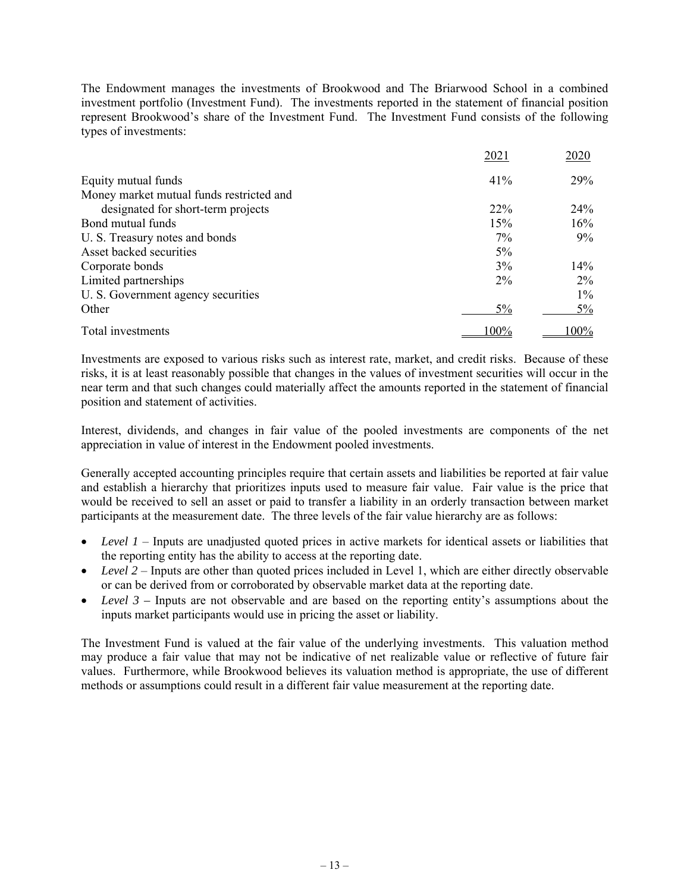The Endowment manages the investments of Brookwood and The Briarwood School in a combined investment portfolio (Investment Fund). The investments reported in the statement of financial position represent Brookwood's share of the Investment Fund. The Investment Fund consists of the following types of investments:

| | 2021 | 2020 |
|---|---|---|
| Equity mutual funds | 41% | 29% |
| Money market mutual funds restricted and designated for short-term projects | 22% | 24% |
| Bond mutual funds | 15% | 16% |
| U. S. Treasury notes and bonds | 7% | 9% |
| Asset backed securities | 5% | |
| Corporate bonds | 3% | 14% |
| Limited partnerships | 2% | 2% |
| U. S. Government agency securities | | 1% |
| Other | 5% | 5% |
| Total investments | 100% | 100% |

Investments are exposed to various risks such as interest rate, market, and credit risks. Because of these risks, it is at least reasonably possible that changes in the values of investment securities will occur in the near term and that such changes could materially affect the amounts reported in the statement of financial position and statement of activities.

Interest, dividends, and changes in fair value of the pooled investments are components of the net appreciation in value of interest in the Endowment pooled investments.

Generally accepted accounting principles require that certain assets and liabilities be reported at fair value and establish a hierarchy that prioritizes inputs used to measure fair value. Fair value is the price that would be received to sell an asset or paid to transfer a liability in an orderly transaction between market participants at the measurement date. The three levels of the fair value hierarchy are as follows:

- *Level 1* – Inputs are unadjusted quoted prices in active markets for identical assets or liabilities that the reporting entity has the ability to access at the reporting date.
- *Level 2* – Inputs are other than quoted prices included in Level 1, which are either directly observable or can be derived from or corroborated by observable market data at the reporting date.
- *Level 3* **–** Inputs are not observable and are based on the reporting entity's assumptions about the inputs market participants would use in pricing the asset or liability.

The Investment Fund is valued at the fair value of the underlying investments. This valuation method may produce a fair value that may not be indicative of net realizable value or reflective of future fair values. Furthermore, while Brookwood believes its valuation method is appropriate, the use of different methods or assumptions could result in a different fair value measurement at the reporting date.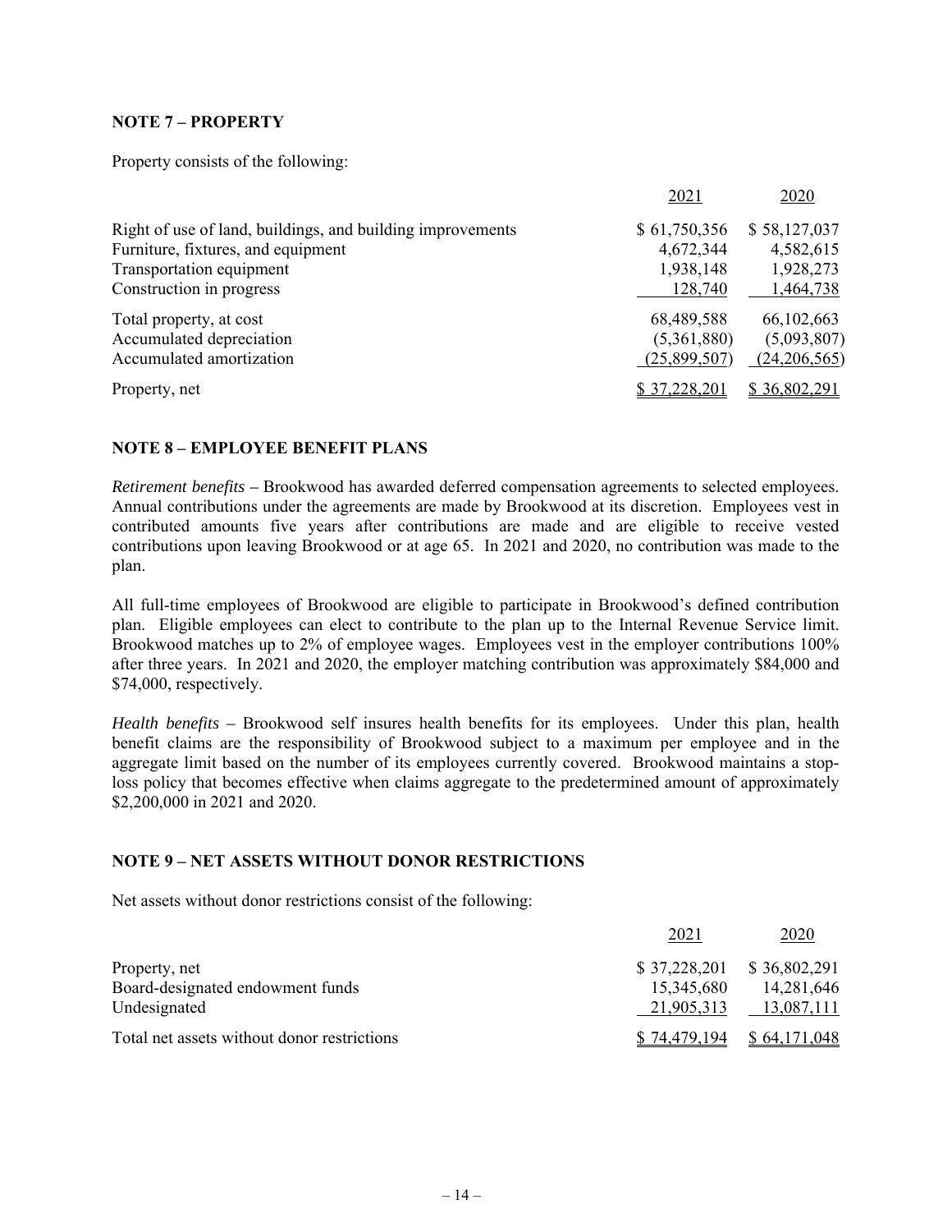## NOTE 7 – PROPERTY

Property consists of the following:

| | 2021 | 2020 |
|---|---|---|
| Right of use of land, buildings, and building improvements | $ 61,750,356 | $ 58,127,037 |
| Furniture, fixtures, and equipment | 4,672,344 | 4,582,615 |
| Transportation equipment | 1,938,148 | 1,928,273 |
| Construction in progress | 128,740 | 1,464,738 |
| Total property, at cost | 68,489,588 | 66,102,663 |
| Accumulated depreciation | (5,361,880) | (5,093,807) |
| Accumulated amortization | (25,899,507) | (24,206,565) |
| Property, net | $ 37,228,201 | $ 36,802,291 |

## NOTE 8 – EMPLOYEE BENEFIT PLANS

*Retirement benefits* – Brookwood has awarded deferred compensation agreements to selected employees. Annual contributions under the agreements are made by Brookwood at its discretion. Employees vest in contributed amounts five years after contributions are made and are eligible to receive vested contributions upon leaving Brookwood or at age 65. In 2021 and 2020, no contribution was made to the plan.

All full-time employees of Brookwood are eligible to participate in Brookwood's defined contribution plan. Eligible employees can elect to contribute to the plan up to the Internal Revenue Service limit. Brookwood matches up to 2% of employee wages. Employees vest in the employer contributions 100% after three years. In 2021 and 2020, the employer matching contribution was approximately $84,000 and $74,000, respectively.

*Health benefits* – Brookwood self insures health benefits for its employees. Under this plan, health benefit claims are the responsibility of Brookwood subject to a maximum per employee and in the aggregate limit based on the number of its employees currently covered. Brookwood maintains a stop-loss policy that becomes effective when claims aggregate to the predetermined amount of approximately $2,200,000 in 2021 and 2020.

## NOTE 9 – NET ASSETS WITHOUT DONOR RESTRICTIONS

Net assets without donor restrictions consist of the following:

| | 2021 | 2020 |
|---|---|---|
| Property, net | $ 37,228,201 | $ 36,802,291 |
| Board-designated endowment funds | 15,345,680 | 14,281,646 |
| Undesignated | 21,905,313 | 13,087,111 |
| Total net assets without donor restrictions | $ 74,479,194 | $ 64,171,048 |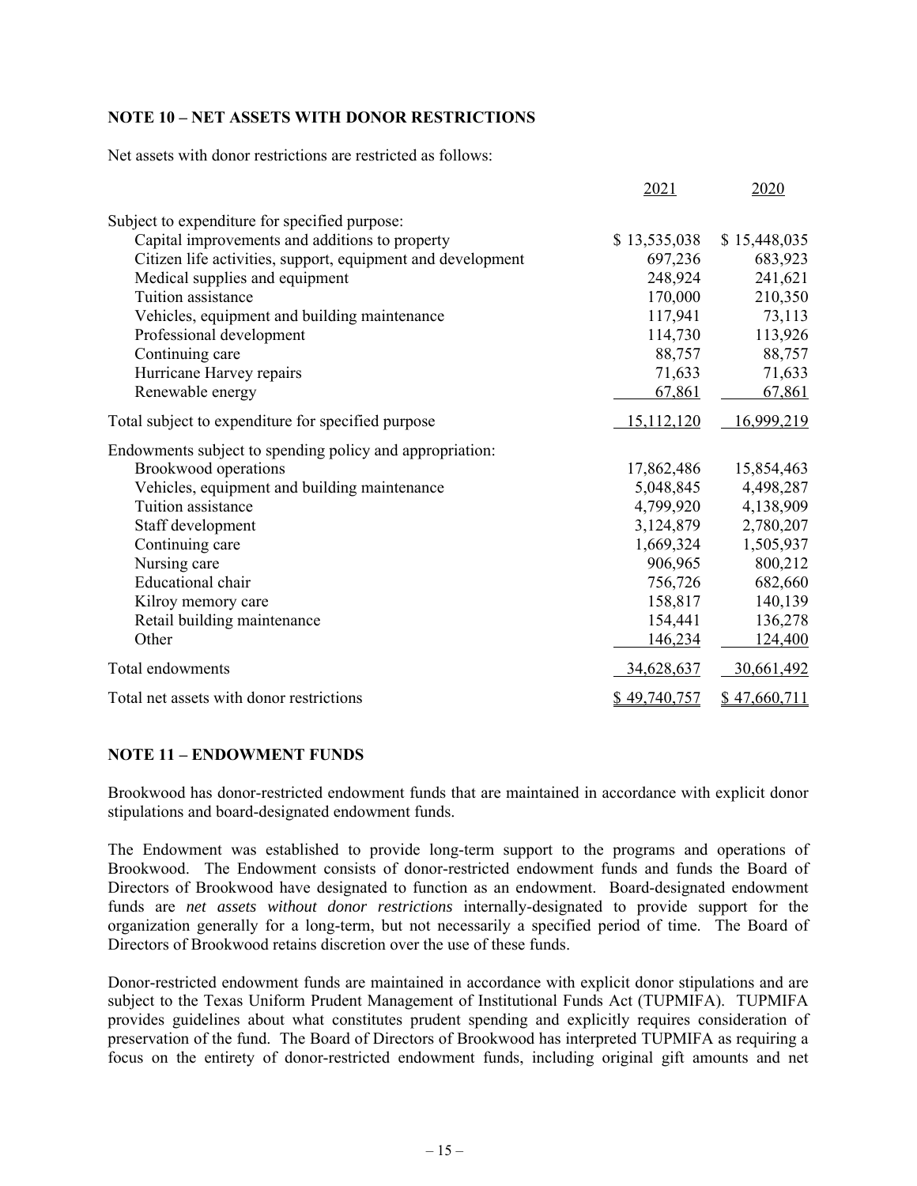## NOTE 10 – NET ASSETS WITH DONOR RESTRICTIONS

Net assets with donor restrictions are restricted as follows:

| | 2021 | 2020 |
|---|---|---|
| Subject to expenditure for specified purpose: | | |
| Capital improvements and additions to property | $ 13,535,038 | $ 15,448,035 |
| Citizen life activities, support, equipment and development | 697,236 | 683,923 |
| Medical supplies and equipment | 248,924 | 241,621 |
| Tuition assistance | 170,000 | 210,350 |
| Vehicles, equipment and building maintenance | 117,941 | 73,113 |
| Professional development | 114,730 | 113,926 |
| Continuing care | 88,757 | 88,757 |
| Hurricane Harvey repairs | 71,633 | 71,633 |
| Renewable energy | 67,861 | 67,861 |
| Total subject to expenditure for specified purpose | 15,112,120 | 16,999,219 |
| Endowments subject to spending policy and appropriation: | | |
| Brookwood operations | 17,862,486 | 15,854,463 |
| Vehicles, equipment and building maintenance | 5,048,845 | 4,498,287 |
| Tuition assistance | 4,799,920 | 4,138,909 |
| Staff development | 3,124,879 | 2,780,207 |
| Continuing care | 1,669,324 | 1,505,937 |
| Nursing care | 906,965 | 800,212 |
| Educational chair | 756,726 | 682,660 |
| Kilroy memory care | 158,817 | 140,139 |
| Retail building maintenance | 154,441 | 136,278 |
| Other | 146,234 | 124,400 |
| Total endowments | 34,628,637 | 30,661,492 |
| Total net assets with donor restrictions | $ 49,740,757 | $ 47,660,711 |

## NOTE 11 – ENDOWMENT FUNDS

Brookwood has donor-restricted endowment funds that are maintained in accordance with explicit donor stipulations and board-designated endowment funds.

The Endowment was established to provide long-term support to the programs and operations of Brookwood. The Endowment consists of donor-restricted endowment funds and funds the Board of Directors of Brookwood have designated to function as an endowment. Board-designated endowment funds are *net assets without donor restrictions* internally-designated to provide support for the organization generally for a long-term, but not necessarily a specified period of time. The Board of Directors of Brookwood retains discretion over the use of these funds.

Donor-restricted endowment funds are maintained in accordance with explicit donor stipulations and are subject to the Texas Uniform Prudent Management of Institutional Funds Act (TUPMIFA). TUPMIFA provides guidelines about what constitutes prudent spending and explicitly requires consideration of preservation of the fund. The Board of Directors of Brookwood has interpreted TUPMIFA as requiring a focus on the entirety of donor-restricted endowment funds, including original gift amounts and net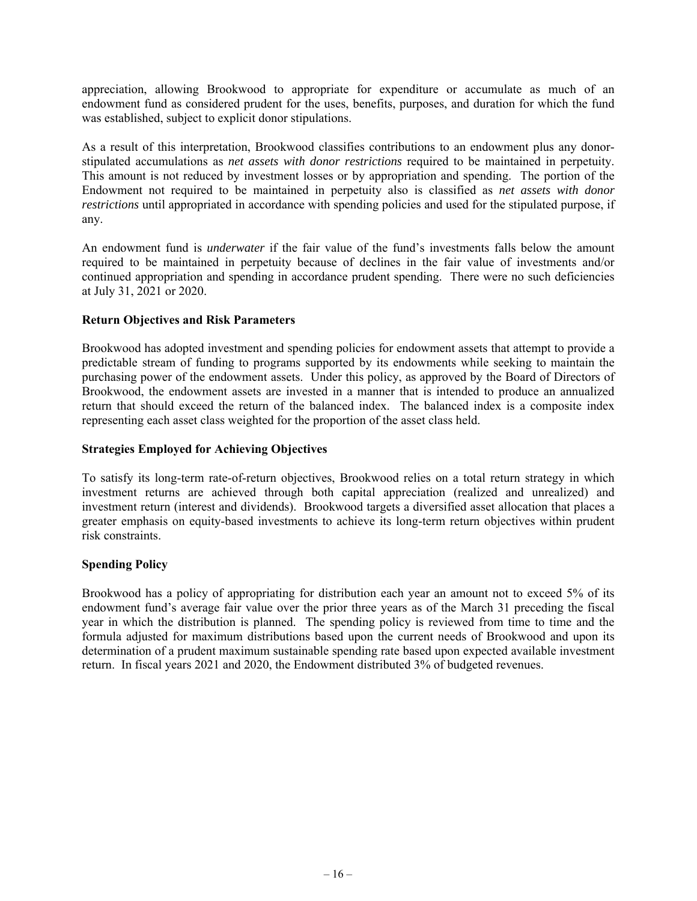appreciation, allowing Brookwood to appropriate for expenditure or accumulate as much of an endowment fund as considered prudent for the uses, benefits, purposes, and duration for which the fund was established, subject to explicit donor stipulations.

As a result of this interpretation, Brookwood classifies contributions to an endowment plus any donor-stipulated accumulations as *net assets with donor restrictions* required to be maintained in perpetuity. This amount is not reduced by investment losses or by appropriation and spending. The portion of the Endowment not required to be maintained in perpetuity also is classified as *net assets with donor restrictions* until appropriated in accordance with spending policies and used for the stipulated purpose, if any.

An endowment fund is *underwater* if the fair value of the fund's investments falls below the amount required to be maintained in perpetuity because of declines in the fair value of investments and/or continued appropriation and spending in accordance prudent spending. There were no such deficiencies at July 31, 2021 or 2020.

**Return Objectives and Risk Parameters**

Brookwood has adopted investment and spending policies for endowment assets that attempt to provide a predictable stream of funding to programs supported by its endowments while seeking to maintain the purchasing power of the endowment assets. Under this policy, as approved by the Board of Directors of Brookwood, the endowment assets are invested in a manner that is intended to produce an annualized return that should exceed the return of the balanced index. The balanced index is a composite index representing each asset class weighted for the proportion of the asset class held.

**Strategies Employed for Achieving Objectives**

To satisfy its long-term rate-of-return objectives, Brookwood relies on a total return strategy in which investment returns are achieved through both capital appreciation (realized and unrealized) and investment return (interest and dividends). Brookwood targets a diversified asset allocation that places a greater emphasis on equity-based investments to achieve its long-term return objectives within prudent risk constraints.

**Spending Policy**

Brookwood has a policy of appropriating for distribution each year an amount not to exceed 5% of its endowment fund's average fair value over the prior three years as of the March 31 preceding the fiscal year in which the distribution is planned. The spending policy is reviewed from time to time and the formula adjusted for maximum distributions based upon the current needs of Brookwood and upon its determination of a prudent maximum sustainable spending rate based upon expected available investment return. In fiscal years 2021 and 2020, the Endowment distributed 3% of budgeted revenues.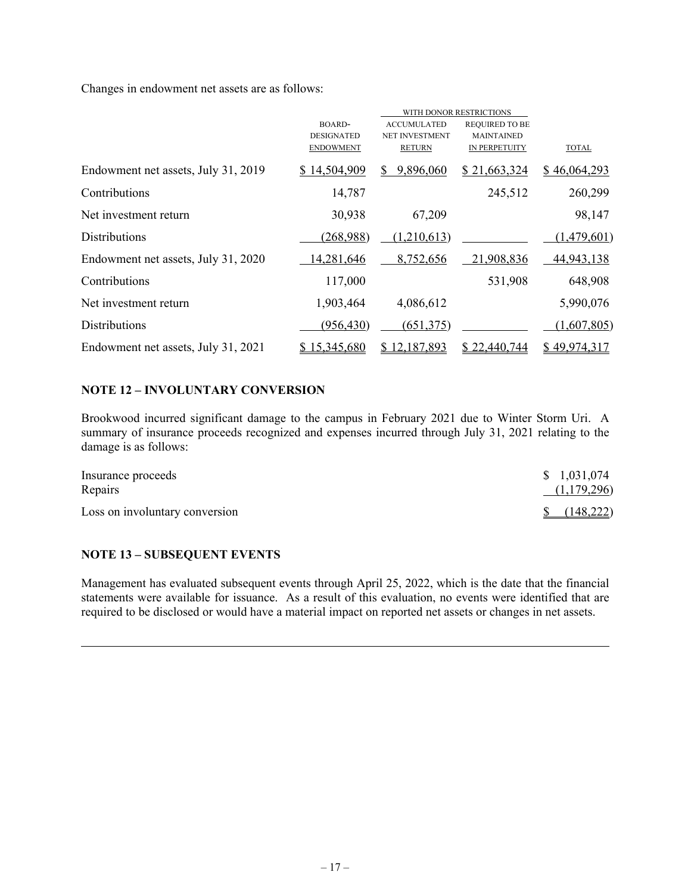Changes in endowment net assets are as follows:

| | | WITH DONOR RESTRICTIONS | | |
|---|---|---|---|---|
| | BOARD-DESIGNATED ENDOWMENT | ACCUMULATED NET INVESTMENT RETURN | REQUIRED TO BE MAINTAINED IN PERPETUITY | TOTAL |
| Endowment net assets, July 31, 2019 | $ 14,504,909 | $ 9,896,060 | $ 21,663,324 | $ 46,064,293 |
| Contributions | 14,787 | | 245,512 | 260,299 |
| Net investment return | 30,938 | 67,209 | | 98,147 |
| Distributions | (268,988) | (1,210,613) | | (1,479,601) |
| Endowment net assets, July 31, 2020 | 14,281,646 | 8,752,656 | 21,908,836 | 44,943,138 |
| Contributions | 117,000 | | 531,908 | 648,908 |
| Net investment return | 1,903,464 | 4,086,612 | | 5,990,076 |
| Distributions | (956,430) | (651,375) | | (1,607,805) |
| Endowment net assets, July 31, 2021 | $ 15,345,680 | $ 12,187,893 | $ 22,440,744 | $ 49,974,317 |

## NOTE 12 – INVOLUNTARY CONVERSION

Brookwood incurred significant damage to the campus in February 2021 due to Winter Storm Uri. A summary of insurance proceeds recognized and expenses incurred through July 31, 2021 relating to the damage is as follows:

| | |
|---|---|
| Insurance proceeds | $ 1,031,074 |
| Repairs | (1,179,296) |
| Loss on involuntary conversion | $ (148,222) |

## NOTE 13 – SUBSEQUENT EVENTS

Management has evaluated subsequent events through April 25, 2022, which is the date that the financial statements were available for issuance. As a result of this evaluation, no events were identified that are required to be disclosed or would have a material impact on reported net assets or changes in net assets.